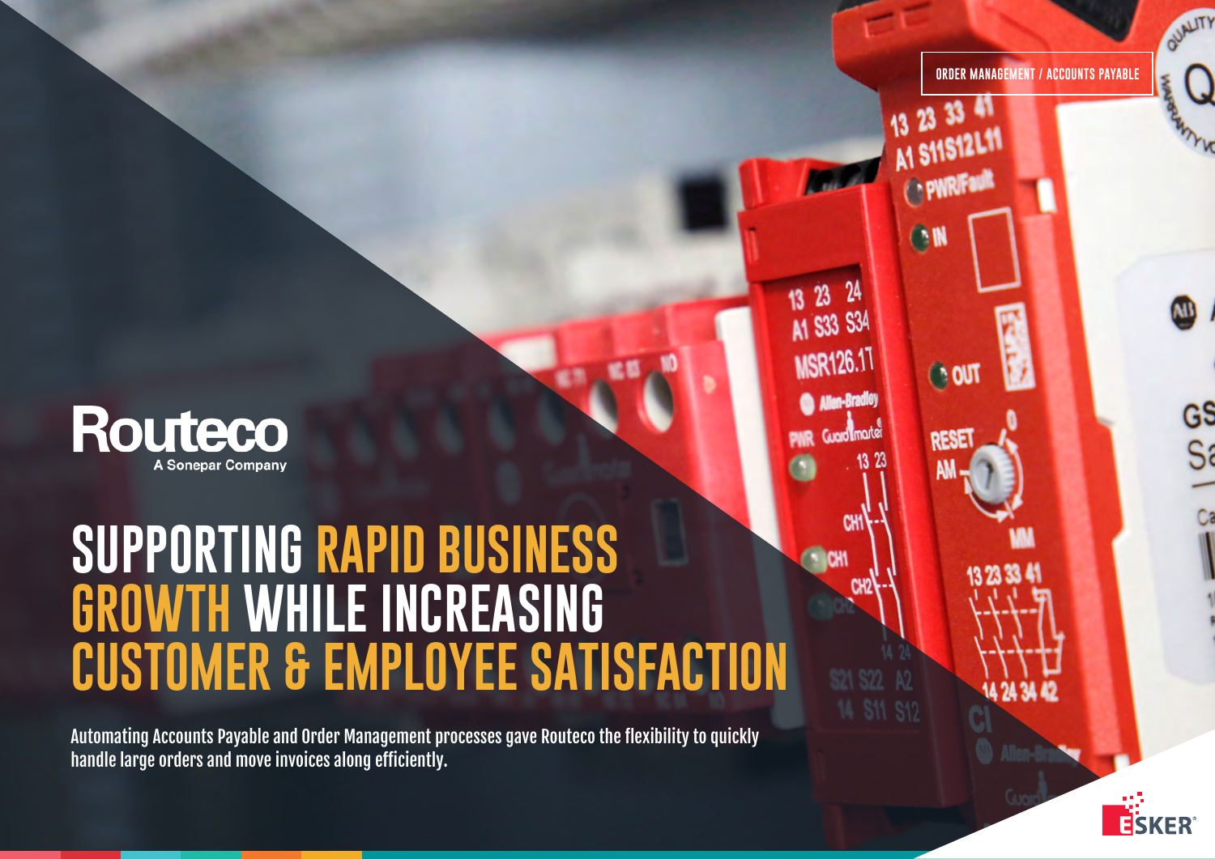ORDER MANAGEMENT / ACCOUNTS PAYABLE

Routeco
A Sonepar Company

# SUPPORTING RAPID BUSINESS GROWTH WHILE INCREASING CUSTOMER & EMPLOYEE SATISFACTION

Automating Accounts Payable and Order Management processes gave Routeco the flexibility to quickly handle large orders and move invoices along efficiently.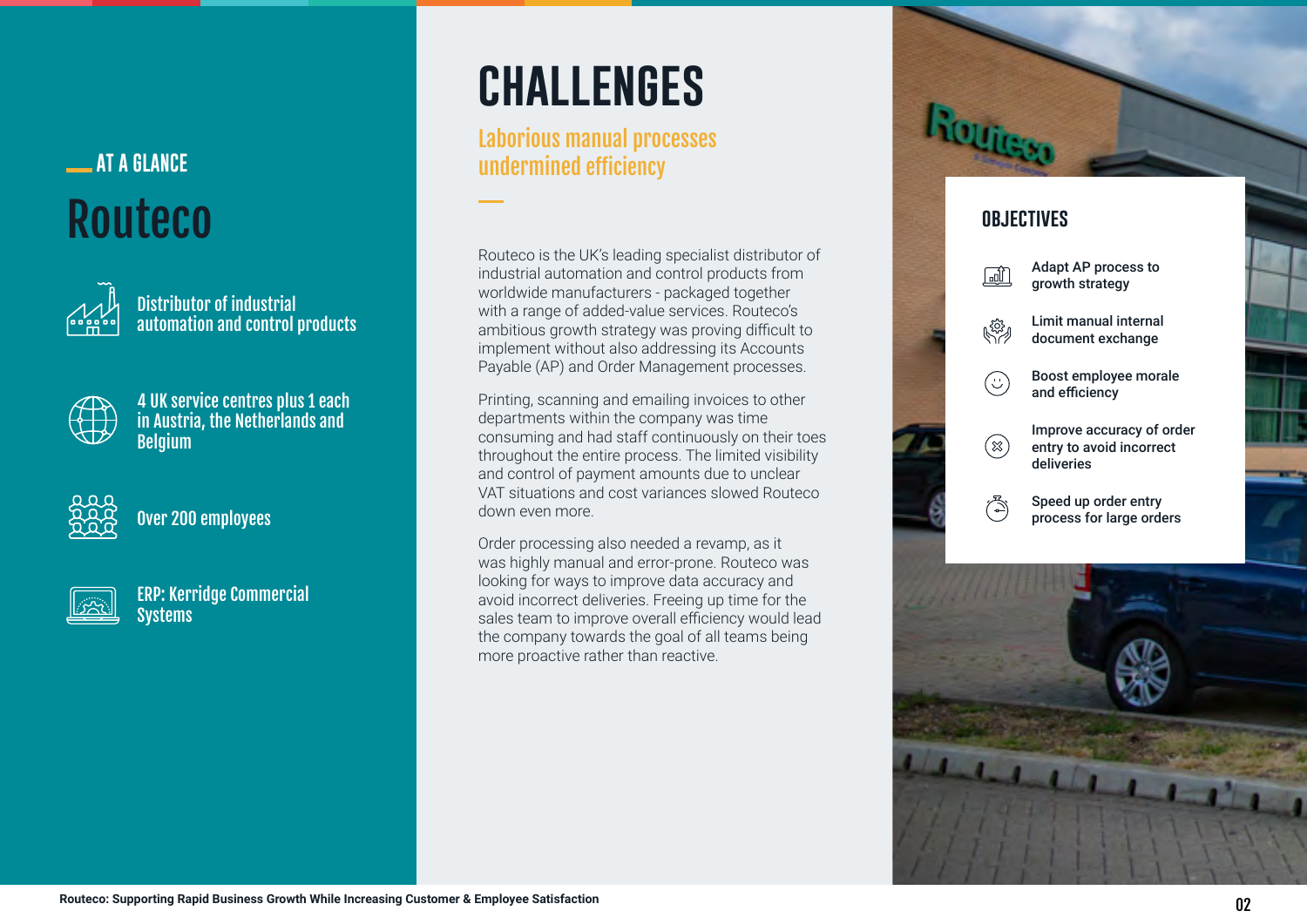## AT A GLANCE

# Routeco

- Distributor of industrial automation and control products
- 4 UK service centres plus 1 each in Austria, the Netherlands and Belgium
- Over 200 employees
- ERP: Kerridge Commercial Systems

# CHALLENGES

## Laborious manual processes undermined efficiency

Routeco is the UK's leading specialist distributor of industrial automation and control products from worldwide manufacturers - packaged together with a range of added-value services. Routeco's ambitious growth strategy was proving difficult to implement without also addressing its Accounts Payable (AP) and Order Management processes.

Printing, scanning and emailing invoices to other departments within the company was time consuming and had staff continuously on their toes throughout the entire process. The limited visibility and control of payment amounts due to unclear VAT situations and cost variances slowed Routeco down even more.

Order processing also needed a revamp, as it was highly manual and error-prone. Routeco was looking for ways to improve data accuracy and avoid incorrect deliveries. Freeing up time for the sales team to improve overall efficiency would lead the company towards the goal of all teams being more proactive rather than reactive.

## OBJECTIVES

- **Adapt AP process to growth strategy**
- **Limit manual internal document exchange**
- **Boost employee morale and efficiency**
- **Improve accuracy of order entry to avoid incorrect deliveries**
- **Speed up order entry process for large orders**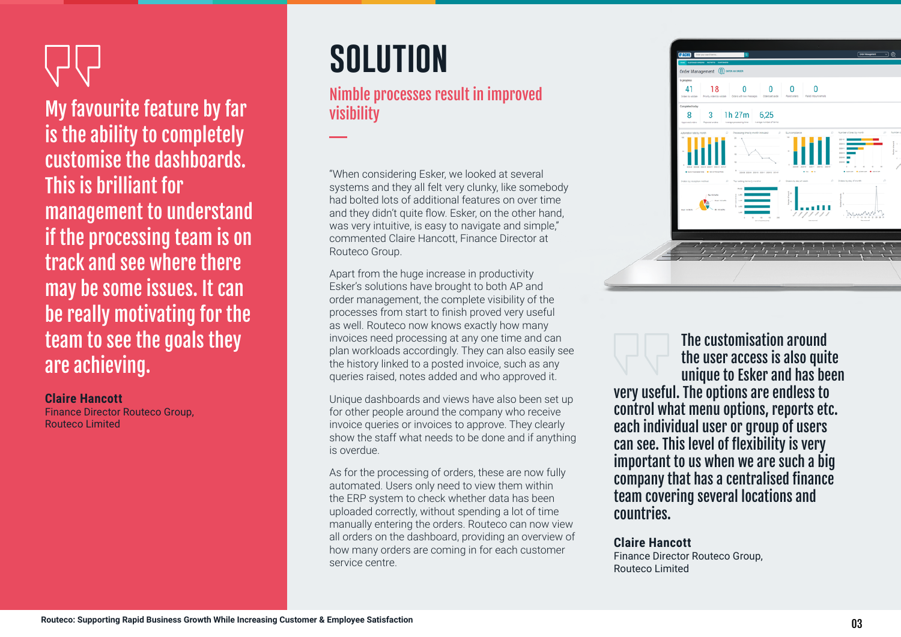> My favourite feature by far is the ability to completely customise the dashboards. This is brilliant for management to understand if the processing team is on track and see where there may be some issues. It can be really motivating for the team to see the goals they are achieving.

**Claire Hancott**
Finance Director Routeco Group,
Routeco Limited

# SOLUTION

## Nimble processes result in improved visibility

"When considering Esker, we looked at several systems and they all felt very clunky, like somebody had bolted lots of additional features on over time and they didn't quite flow. Esker, on the other hand, was very intuitive, is easy to navigate and simple," commented Claire Hancott, Finance Director at Routeco Group.

Apart from the huge increase in productivity Esker's solutions have brought to both AP and order management, the complete visibility of the processes from start to finish proved very useful as well. Routeco now knows exactly how many invoices need processing at any one time and can plan workloads accordingly. They can also easily see the history linked to a posted invoice, such as any queries raised, notes added and who approved it.

Unique dashboards and views have also been set up for other people around the company who receive invoice queries or invoices to approve. They clearly show the staff what needs to be done and if anything is overdue.

As for the processing of orders, these are now fully automated. Users only need to view them within the ERP system to check whether data has been uploaded correctly, without spending a lot of time manually entering the orders. Routeco can now view all orders on the dashboard, providing an overview of how many orders are coming in for each customer service centre.

> The customisation around the user access is also quite unique to Esker and has been very useful. The options are endless to control what menu options, reports etc. each individual user or group of users can see. This level of flexibility is very important to us when we are such a big company that has a centralised finance team covering several locations and countries.

**Claire Hancott**
Finance Director Routeco Group,
Routeco Limited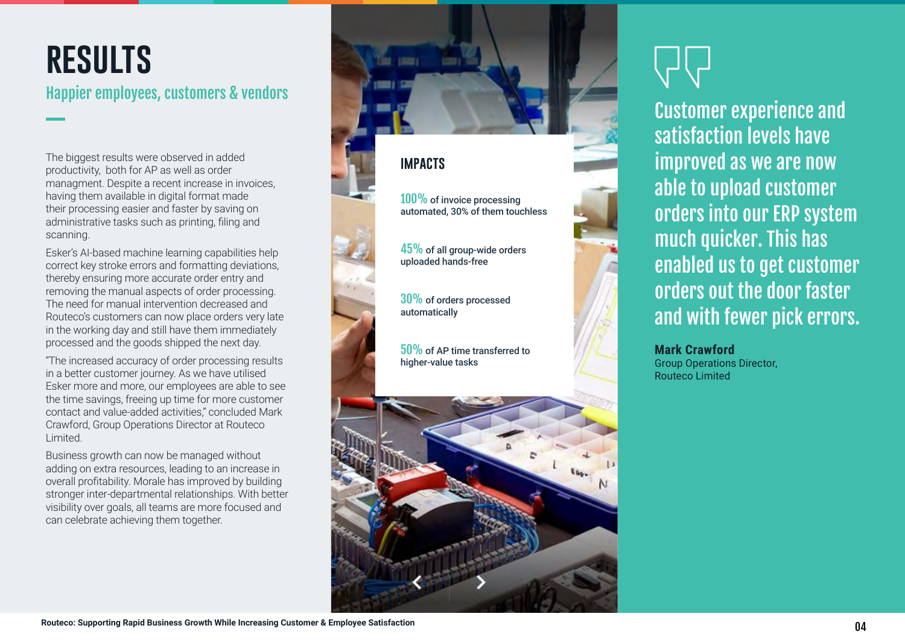# RESULTS

## Happier employees, customers & vendors

The biggest results were observed in added productivity, both for AP as well as order managment. Despite a recent increase in invoices, having them available in digital format made their processing easier and faster by saving on administrative tasks such as printing, filing and scanning.

Esker's AI-based machine learning capabilities help correct key stroke errors and formatting deviations, thereby ensuring more accurate order entry and removing the manual aspects of order processing. The need for manual intervention decreased and Routeco's customers can now place orders very late in the working day and still have them immediately processed and the goods shipped the next day.

"The increased accuracy of order processing results in a better customer journey. As we have utilised Esker more and more, our employees are able to see the time savings, freeing up time for more customer contact and value-added activities," concluded Mark Crawford, Group Operations Director at Routeco Limited.

Business growth can now be managed without adding on extra resources, leading to an increase in overall profitability. Morale has improved by building stronger inter-departmental relationships. With better visibility over goals, all teams are more focused and can celebrate achieving them together.

### IMPACTS

- **100%** of invoice processing automated, 30% of them touchless
- **45%** of all group-wide orders uploaded hands-free
- **30%** of orders processed automatically
- **50%** of AP time transferred to higher-value tasks

> Customer experience and satisfaction levels have improved as we are now able to upload customer orders into our ERP system much quicker. This has enabled us to get customer orders out the door faster and with fewer pick errors.

**Mark Crawford**
Group Operations Director,
Routeco Limited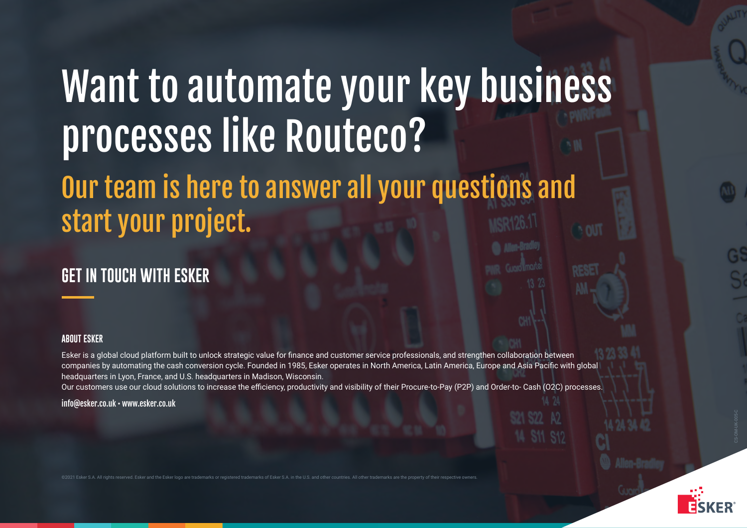# Want to automate your key business processes like Routeco?

## Our team is here to answer all your questions and start your project.

### GET IN TOUCH WITH ESKER

#### ABOUT ESKER

Esker is a global cloud platform built to unlock strategic value for finance and customer service professionals, and strengthen collaboration between companies by automating the cash conversion cycle. Founded in 1985, Esker operates in North America, Latin America, Europe and Asia Pacific with global headquarters in Lyon, France, and U.S. headquarters in Madison, Wisconsin.
Our customers use our cloud solutions to increase the efficiency, productivity and visibility of their Procure-to-Pay (P2P) and Order-to- Cash (O2C) processes.

info@esker.co.uk • www.esker.co.uk

©2021 Esker S.A. All rights reserved. Esker and the Esker logo are trademarks or registered trademarks of Esker S.A. in the U.S. and other countries. All other trademarks are the property of their respective owners.

CS-OM-UK-005-C